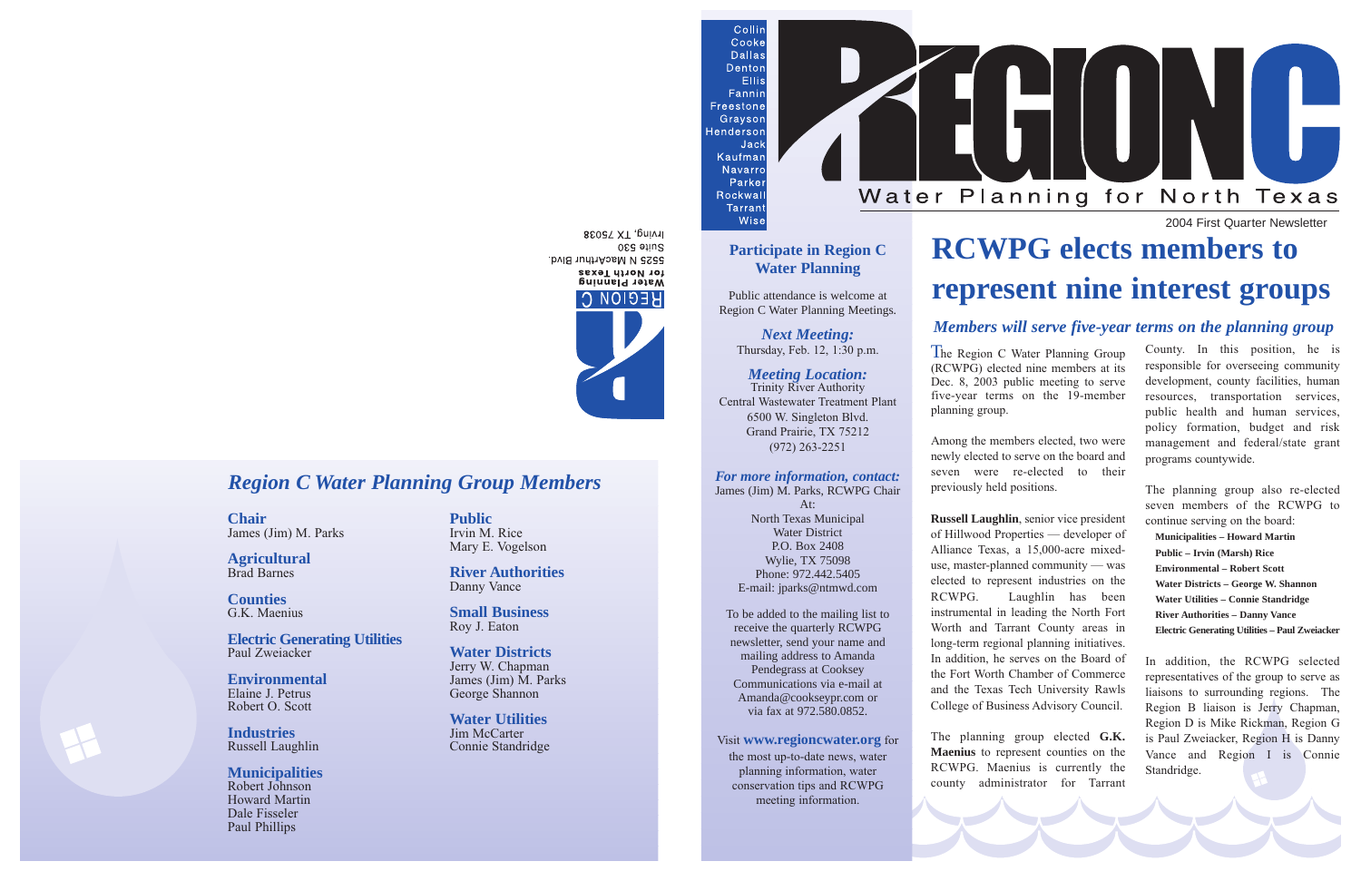Irving, TX 75038
Suite 530
5525 N MacArthur Blvd.
**Water Planning for North Texas**
REGION C

## Region C Water Planning Group Members

**Chair**
James (Jim) M. Parks

**Agricultural**
Brad Barnes

**Counties**
G.K. Maenius

**Electric Generating Utilities**
Paul Zweiacker

**Environmental**
Elaine J. Petrus
Robert O. Scott

**Industries**
Russell Laughlin

**Municipalities**
Robert Johnson
Howard Martin
Dale Fisseler
Paul Phillips

**Public**
Irvin M. Rice
Mary E. Vogelson

**River Authorities**
Danny Vance

**Small Business**
Roy J. Eaton

**Water Districts**
Jerry W. Chapman
James (Jim) M. Parks
George Shannon

**Water Utilities**
Jim McCarter
Connie Standridge

Collin
Cooke
Dallas
Denton
Ellis
Fannin
Freestone
Grayson
Henderson
Jack
Kaufman
Navarro
Parker
Rockwall
Tarrant
Wise

# REGION C
Water Planning for North Texas

2004 First Quarter Newsletter

### Participate in Region C Water Planning

Public attendance is welcome at Region C Water Planning Meetings.

***Next Meeting:***
Thursday, Feb. 12, 1:30 p.m.

***Meeting Location:***
Trinity River Authority
Central Wastewater Treatment Plant
6500 W. Singleton Blvd.
Grand Prairie, TX 75212
(972) 263-2251

***For more information, contact:***
James (Jim) M. Parks, RCWPG Chair
At:
North Texas Municipal
Water District
P.O. Box 2408
Wylie, TX 75098
Phone: 972.442.5405
E-mail: jparks@ntmwd.com

To be added to the mailing list to receive the quarterly RCWPG newsletter, send your name and mailing address to Amanda Pendegrass at Cooksey Communications via e-mail at Amanda@cookseypr.com or via fax at 972.580.0852.

Visit **www.regioncwater.org** for the most up-to-date news, water planning information, water conservation tips and RCWPG meeting information.

# RCWPG elects members to represent nine interest groups

***Members will serve five-year terms on the planning group***

The Region C Water Planning Group (RCWPG) elected nine members at its Dec. 8, 2003 public meeting to serve five-year terms on the 19-member planning group.

Among the members elected, two were newly elected to serve on the board and seven were re-elected to their previously held positions.

**Russell Laughlin**, senior vice president of Hillwood Properties — developer of Alliance Texas, a 15,000-acre mixed-use, master-planned community — was elected to represent industries on the RCWPG. Laughlin has been instrumental in leading the North Fort Worth and Tarrant County areas in long-term regional planning initiatives. In addition, he serves on the Board of the Fort Worth Chamber of Commerce and the Texas Tech University Rawls College of Business Advisory Council.

The planning group elected **G.K. Maenius** to represent counties on the RCWPG. Maenius is currently the county administrator for Tarrant County. In this position, he is responsible for overseeing community development, county facilities, human resources, transportation services, public health and human services, policy formation, budget and risk management and federal/state grant programs countywide.

The planning group also re-elected seven members of the RCWPG to continue serving on the board:

- **Municipalities – Howard Martin**
- **Public – Irvin (Marsh) Rice**
- **Environmental – Robert Scott**
- **Water Districts – George W. Shannon**
- **Water Utilities – Connie Standridge**
- **River Authorities – Danny Vance**
- **Electric Generating Utilities – Paul Zweiacker**

In addition, the RCWPG selected representatives of the group to serve as liaisons to surrounding regions. The Region B liaison is Jerry Chapman, Region D is Mike Rickman, Region G is Paul Zweiacker, Region H is Danny Vance and Region I is Connie Standridge.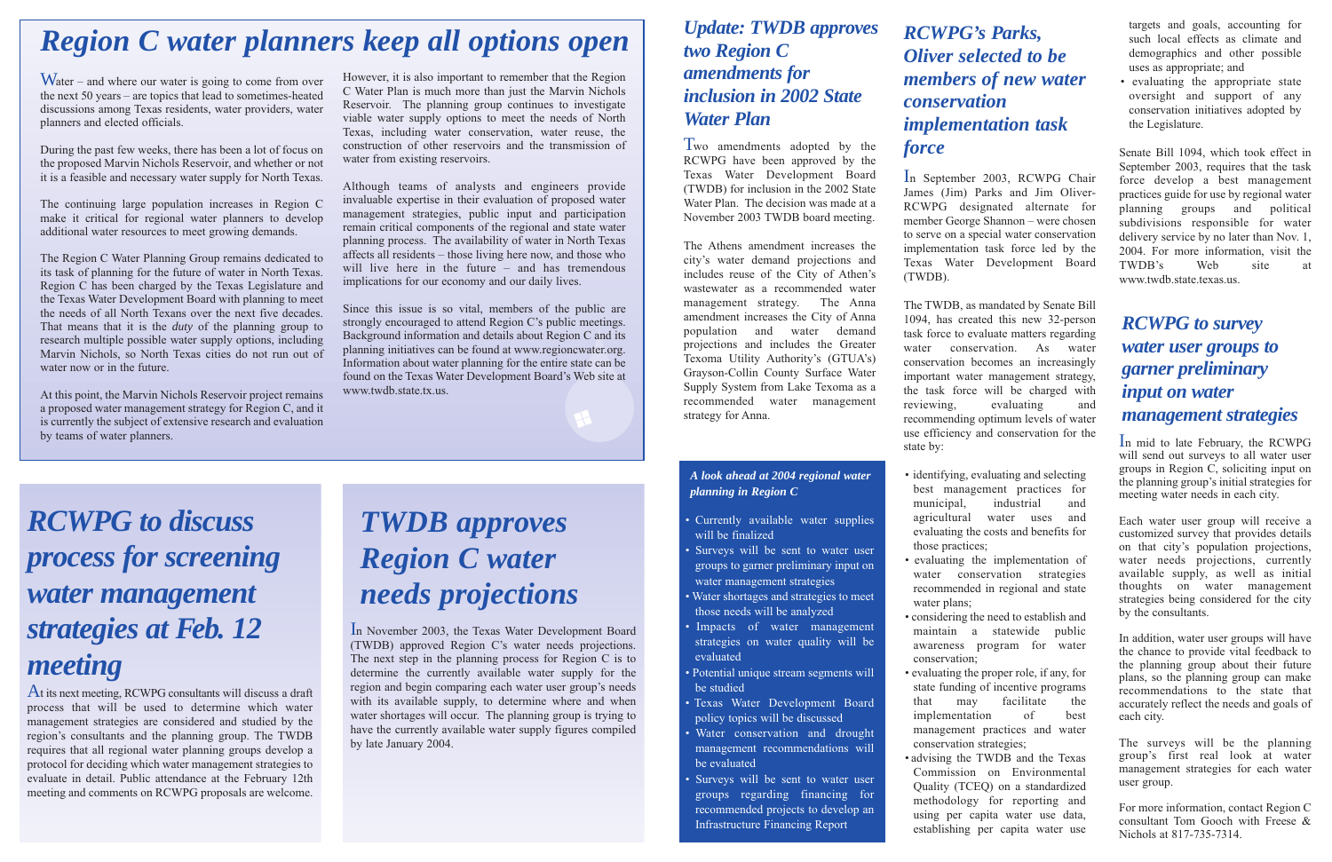# Region C water planners keep all options open

Water – and where our water is going to come from over the next 50 years – are topics that lead to sometimes-heated discussions among Texas residents, water providers, water planners and elected officials.

During the past few weeks, there has been a lot of focus on the proposed Marvin Nichols Reservoir, and whether or not it is a feasible and necessary water supply for North Texas.

The continuing large population increases in Region C make it critical for regional water planners to develop additional water resources to meet growing demands.

The Region C Water Planning Group remains dedicated to its task of planning for the future of water in North Texas. Region C has been charged by the Texas Legislature and the Texas Water Development Board with planning to meet the needs of all North Texans over the next five decades. That means that it is the *duty* of the planning group to research multiple possible water supply options, including Marvin Nichols, so North Texas cities do not run out of water now or in the future.

At this point, the Marvin Nichols Reservoir project remains a proposed water management strategy for Region C, and it is currently the subject of extensive research and evaluation by teams of water planners.

However, it is also important to remember that the Region C Water Plan is much more than just the Marvin Nichols Reservoir. The planning group continues to investigate viable water supply options to meet the needs of North Texas, including water conservation, water reuse, the construction of other reservoirs and the transmission of water from existing reservoirs.

Although teams of analysts and engineers provide invaluable expertise in their evaluation of proposed water management strategies, public input and participation remain critical components of the regional and state water planning process. The availability of water in North Texas affects all residents – those living here now, and those who will live here in the future – and has tremendous implications for our economy and our daily lives.

Since this issue is so vital, members of the public are strongly encouraged to attend Region C's public meetings. Background information and details about Region C and its planning initiatives can be found at www.regioncwater.org. Information about water planning for the entire state can be found on the Texas Water Development Board's Web site at www.twdb.state.tx.us.

# RCWPG to discuss process for screening water management strategies at Feb. 12 meeting

At its next meeting, RCWPG consultants will discuss a draft process that will be used to determine which water management strategies are considered and studied by the region's consultants and the planning group. The TWDB requires that all regional water planning groups develop a protocol for deciding which water management strategies to evaluate in detail. Public attendance at the February 12th meeting and comments on RCWPG proposals are welcome.

# TWDB approves Region C water needs projections

In November 2003, the Texas Water Development Board (TWDB) approved Region C's water needs projections. The next step in the planning process for Region C is to determine the currently available water supply for the region and begin comparing each water user group's needs with its available supply, to determine where and when water shortages will occur. The planning group is trying to have the currently available water supply figures compiled by late January 2004.

## *Update: TWDB approves two Region C amendments for inclusion in 2002 State Water Plan*

Two amendments adopted by the RCWPG have been approved by the Texas Water Development Board (TWDB) for inclusion in the 2002 State Water Plan. The decision was made at a November 2003 TWDB board meeting.

The Athens amendment increases the city's water demand projections and includes reuse of the City of Athen's wastewater as a recommended water management strategy. The Anna amendment increases the City of Anna population and water demand projections and includes the Greater Texoma Utility Authority's (GTUA's) Grayson-Collin County Surface Water Supply System from Lake Texoma as a recommended water management strategy for Anna.

### *A look ahead at 2004 regional water planning in Region C*

- Currently available water supplies will be finalized
- Surveys will be sent to water user groups to garner preliminary input on water management strategies
- Water shortages and strategies to meet those needs will be analyzed
- Impacts of water management strategies on water quality will be evaluated
- Potential unique stream segments will be studied
- Texas Water Development Board policy topics will be discussed
- Water conservation and drought management recommendations will be evaluated
- Surveys will be sent to water user groups regarding financing for recommended projects to develop an Infrastructure Financing Report

## *RCWPG's Parks, Oliver selected to be members of new water conservation implementation task force*

In September 2003, RCWPG Chair James (Jim) Parks and Jim Oliver-RCWPG designated alternate for member George Shannon – were chosen to serve on a special water conservation implementation task force led by the Texas Water Development Board (TWDB).

The TWDB, as mandated by Senate Bill 1094, has created this new 32-person task force to evaluate matters regarding water conservation. As water conservation becomes an increasingly important water management strategy, the task force will be charged with reviewing, evaluating and recommending optimum levels of water use efficiency and conservation for the state by:

- identifying, evaluating and selecting best management practices for municipal, industrial and agricultural water uses and evaluating the costs and benefits for those practices;
- evaluating the implementation of water conservation strategies recommended in regional and state water plans;
- considering the need to establish and maintain a statewide public awareness program for water conservation;
- evaluating the proper role, if any, for state funding of incentive programs that may facilitate the implementation of best management practices and water conservation strategies;
- advising the TWDB and the Texas Commission on Environmental Quality (TCEQ) on a standardized methodology for reporting and using per capita water use data, establishing per capita water use targets and goals, accounting for such local effects as climate and demographics and other possible uses as appropriate; and
- evaluating the appropriate state oversight and support of any conservation initiatives adopted by the Legislature.

Senate Bill 1094, which took effect in September 2003, requires that the task force develop a best management practices guide for use by regional water planning groups and political subdivisions responsible for water delivery service by no later than Nov. 1, 2004. For more information, visit the TWDB's Web site at www.twdb.state.texas.us.

## *RCWPG to survey water user groups to garner preliminary input on water management strategies*

In mid to late February, the RCWPG will send out surveys to all water user groups in Region C, soliciting input on the planning group's initial strategies for meeting water needs in each city.

Each water user group will receive a customized survey that provides details on that city's population projections, water needs projections, currently available supply, as well as initial thoughts on water management strategies being considered for the city by the consultants.

In addition, water user groups will have the chance to provide vital feedback to the planning group about their future plans, so the planning group can make recommendations to the state that accurately reflect the needs and goals of each city.

The surveys will be the planning group's first real look at water management strategies for each water user group.

For more information, contact Region C consultant Tom Gooch with Freese & Nichols at 817-735-7314.